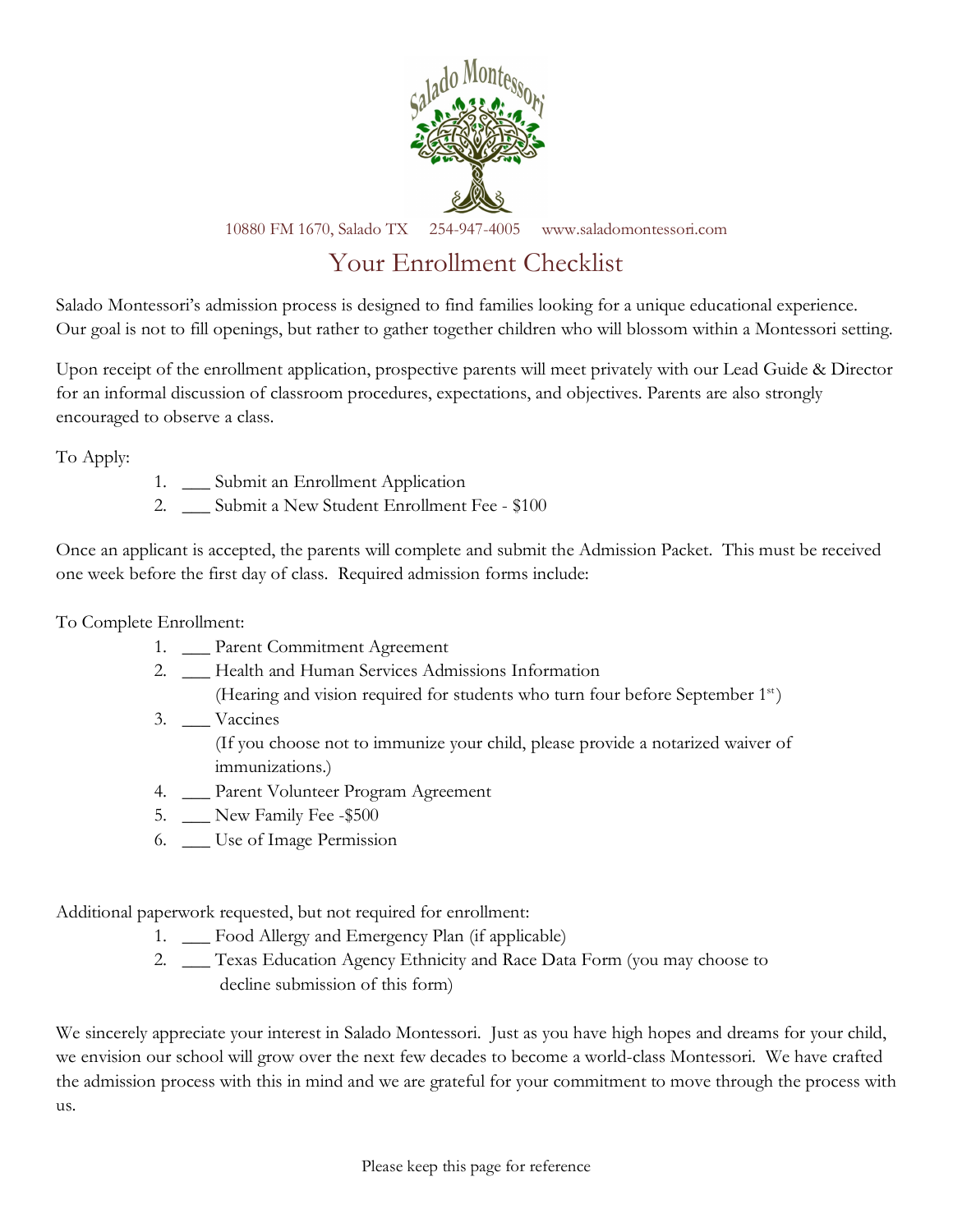Salado Montessori

10880 FM 1670, Salado TX 254-947-4005 www.saladomontessori.com

# Your Enrollment Checklist

Salado Montessori's admission process is designed to find families looking for a unique educational experience. Our goal is not to fill openings, but rather to gather together children who will blossom within a Montessori setting.

Upon receipt of the enrollment application, prospective parents will meet privately with our Lead Guide & Director for an informal discussion of classroom procedures, expectations, and objectives. Parents are also strongly encouraged to observe a class.

To Apply:

1. ___ Submit an Enrollment Application
2. ___ Submit a New Student Enrollment Fee - $100

Once an applicant is accepted, the parents will complete and submit the Admission Packet. This must be received one week before the first day of class. Required admission forms include:

To Complete Enrollment:

1. ___ Parent Commitment Agreement
2. ___ Health and Human Services Admissions Information
   (Hearing and vision required for students who turn four before September 1st)
3. ___ Vaccines
   (If you choose not to immunize your child, please provide a notarized waiver of immunizations.)
4. ___ Parent Volunteer Program Agreement
5. ___ New Family Fee -$500
6. ___ Use of Image Permission

Additional paperwork requested, but not required for enrollment:

1. ___ Food Allergy and Emergency Plan (if applicable)
2. ___ Texas Education Agency Ethnicity and Race Data Form (you may choose to decline submission of this form)

We sincerely appreciate your interest in Salado Montessori. Just as you have high hopes and dreams for your child, we envision our school will grow over the next few decades to become a world-class Montessori. We have crafted the admission process with this in mind and we are grateful for your commitment to move through the process with us.

Please keep this page for reference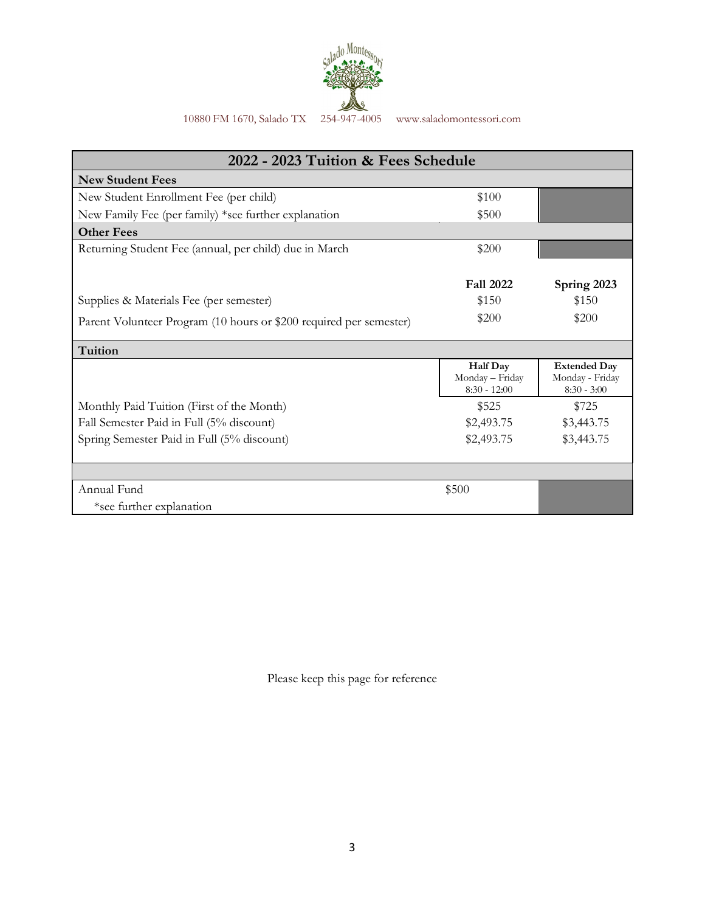Salado Montessori

10880 FM 1670, Salado TX 254-947-4005 www.saladomontessori.com

| 2022 - 2023 Tuition & Fees Schedule | | |
|---|---|---|
| **New Student Fees** | | |
| New Student Enrollment Fee (per child) | $100 | |
| New Family Fee (per family) *see further explanation | $500 | |
| **Other Fees** | | |
| Returning Student Fee (annual, per child) due in March | $200 | |
| | **Fall 2022** | **Spring 2023** |
| Supplies & Materials Fee (per semester) | $150 | $150 |
| Parent Volunteer Program (10 hours or $200 required per semester) | $200 | $200 |
| **Tuition** | | |
| | **Half Day** Monday – Friday 8:30 - 12:00 | **Extended Day** Monday - Friday 8:30 - 3:00 |
| Monthly Paid Tuition (First of the Month) | $525 | $725 |
| Fall Semester Paid in Full (5% discount) | $2,493.75 | $3,443.75 |
| Spring Semester Paid in Full (5% discount) | $2,493.75 | $3,443.75 |
| | | |
| Annual Fund *see further explanation | $500 | |

Please keep this page for reference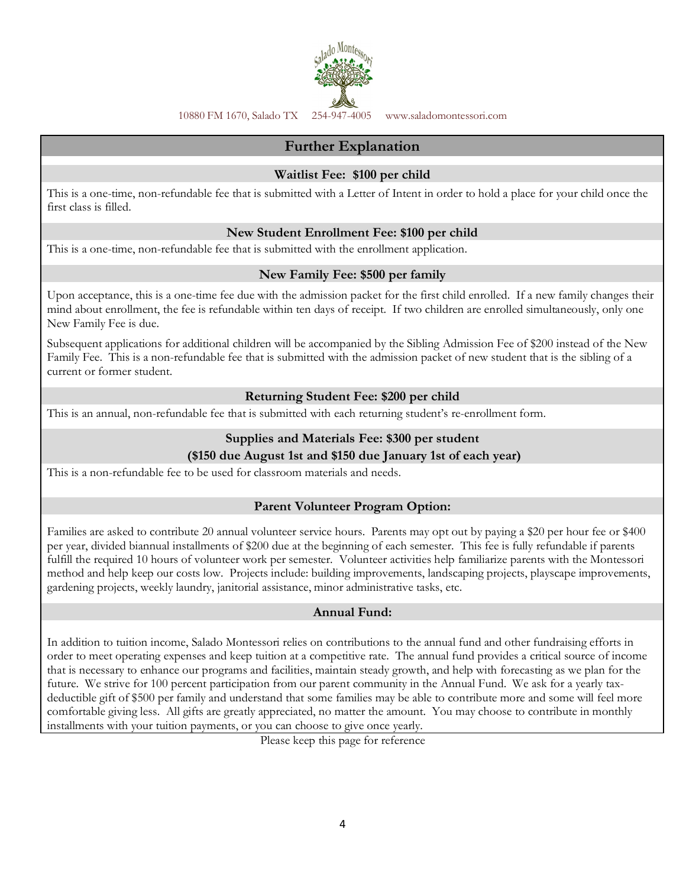10880 FM 1670, Salado TX    254-947-4005    www.saladomontessori.com

## Further Explanation

### Waitlist Fee: $100 per child

This is a one-time, non-refundable fee that is submitted with a Letter of Intent in order to hold a place for your child once the first class is filled.

### New Student Enrollment Fee: $100 per child

This is a one-time, non-refundable fee that is submitted with the enrollment application.

### New Family Fee: $500 per family

Upon acceptance, this is a one-time fee due with the admission packet for the first child enrolled. If a new family changes their mind about enrollment, the fee is refundable within ten days of receipt. If two children are enrolled simultaneously, only one New Family Fee is due.

Subsequent applications for additional children will be accompanied by the Sibling Admission Fee of $200 instead of the New Family Fee. This is a non-refundable fee that is submitted with the admission packet of new student that is the sibling of a current or former student.

### Returning Student Fee: $200 per child

This is an annual, non-refundable fee that is submitted with each returning student's re-enrollment form.

### Supplies and Materials Fee: $300 per student (\$150 due August 1st and \$150 due January 1st of each year)

This is a non-refundable fee to be used for classroom materials and needs.

### Parent Volunteer Program Option:

Families are asked to contribute 20 annual volunteer service hours. Parents may opt out by paying a $20 per hour fee or $400 per year, divided biannual installments of $200 due at the beginning of each semester. This fee is fully refundable if parents fulfill the required 10 hours of volunteer work per semester. Volunteer activities help familiarize parents with the Montessori method and help keep our costs low. Projects include: building improvements, landscaping projects, playscape improvements, gardening projects, weekly laundry, janitorial assistance, minor administrative tasks, etc.

### Annual Fund:

In addition to tuition income, Salado Montessori relies on contributions to the annual fund and other fundraising efforts in order to meet operating expenses and keep tuition at a competitive rate. The annual fund provides a critical source of income that is necessary to enhance our programs and facilities, maintain steady growth, and help with forecasting as we plan for the future. We strive for 100 percent participation from our parent community in the Annual Fund. We ask for a yearly tax-deductible gift of $500 per family and understand that some families may be able to contribute more and some will feel more comfortable giving less. All gifts are greatly appreciated, no matter the amount. You may choose to contribute in monthly installments with your tuition payments, or you can choose to give once yearly.

Please keep this page for reference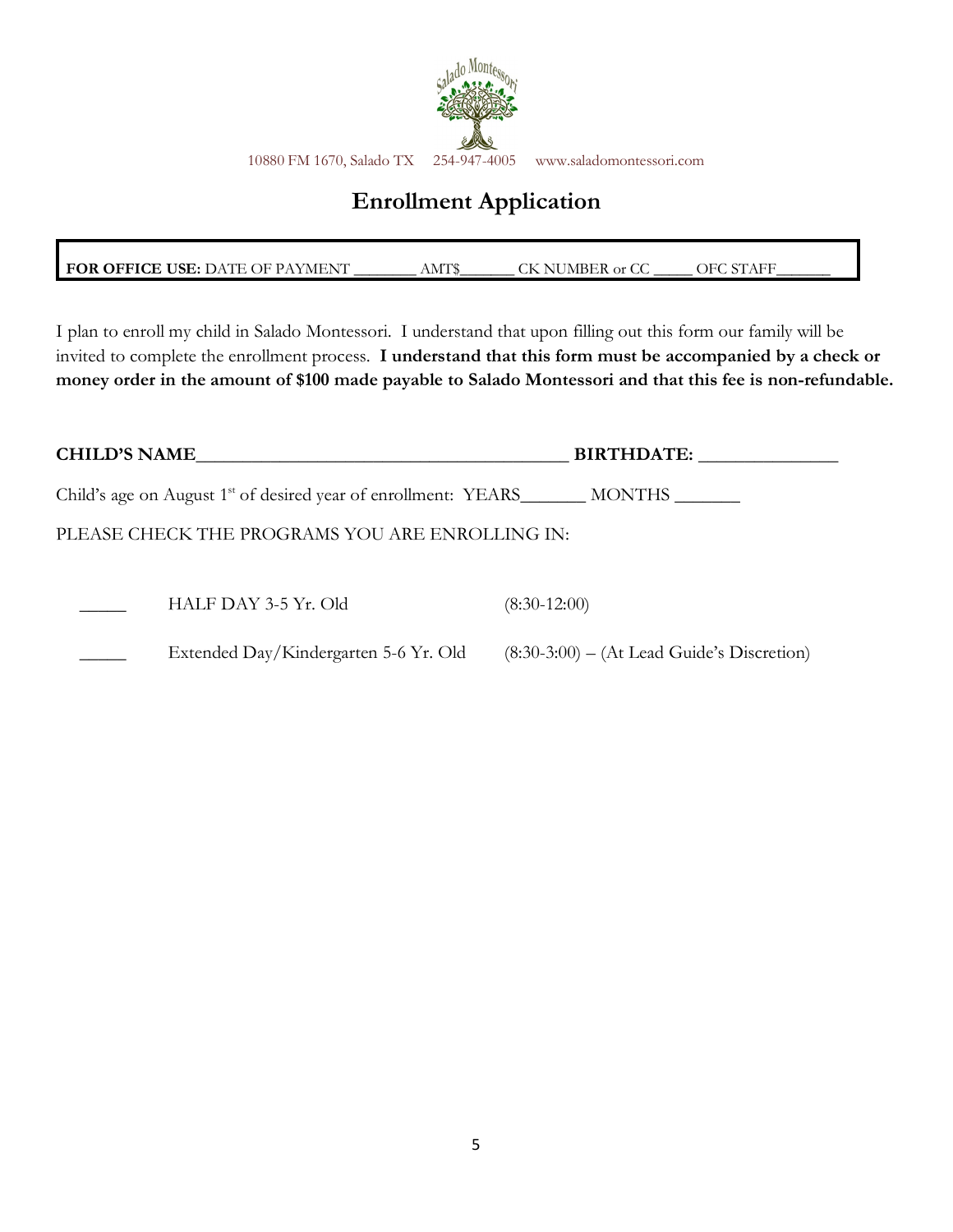10880 FM 1670, Salado TX 254-947-4005 www.saladomontessori.com

# Enrollment Application

**FOR OFFICE USE:** DATE OF PAYMENT ________ AMT$_______ CK NUMBER or CC _____ OFC STAFF_______

I plan to enroll my child in Salado Montessori. I understand that upon filling out this form our family will be invited to complete the enrollment process. **I understand that this form must be accompanied by a check or money order in the amount of $100 made payable to Salado Montessori and that this fee is non-refundable.**

**CHILD'S NAME**_________________________________________ **BIRTHDATE:** _______________

Child's age on August 1st of desired year of enrollment: YEARS_______ MONTHS _______

PLEASE CHECK THE PROGRAMS YOU ARE ENROLLING IN:

| | | |
|---|---|---|
| _____ | HALF DAY 3-5 Yr. Old | (8:30-12:00) |
| _____ | Extended Day/Kindergarten 5-6 Yr. Old | (8:30-3:00) – (At Lead Guide's Discretion) |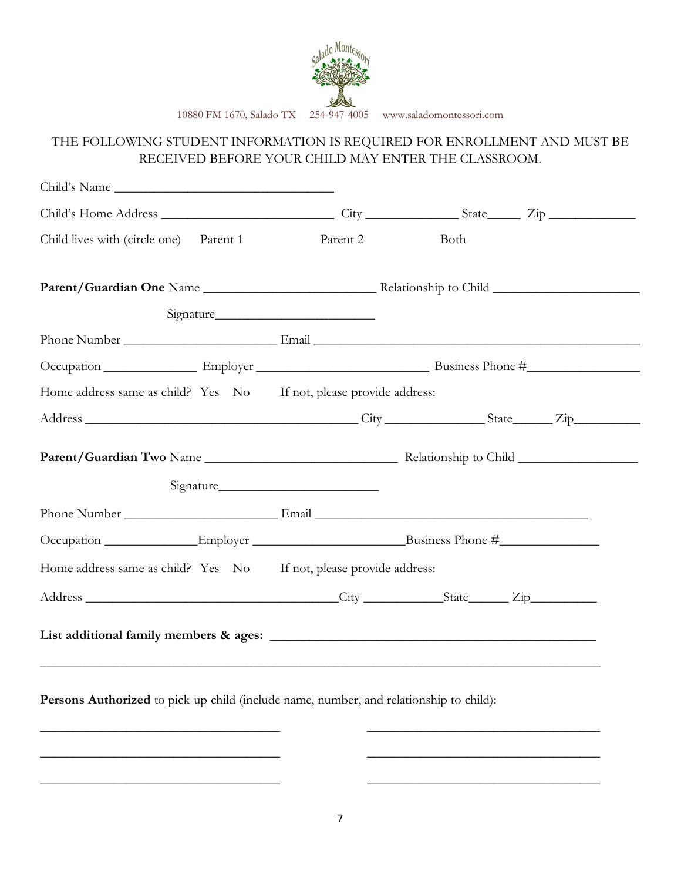10880 FM 1670, Salado TX 254-947-4005 www.saladomontessori.com

THE FOLLOWING STUDENT INFORMATION IS REQUIRED FOR ENROLLMENT AND MUST BE RECEIVED BEFORE YOUR CHILD MAY ENTER THE CLASSROOM.

Child's Name ________________________________

Child's Home Address _________________________ City _____________ State_____ Zip ____________

Child lives with (circle one) Parent 1 Parent 2 Both

**Parent/Guardian One** Name ________________________ Relationship to Child ____________________

Signature______________________

Phone Number _____________________ Email ___________________________________________

Occupation _____________ Employer _________________________ Business Phone #________________

Home address same as child? Yes No If not, please provide address:

Address ________________________________________ City ______________ State______ Zip_________

**Parent/Guardian Two** Name ____________________________ Relationship to Child _________________

Signature_______________________

Phone Number _____________________ Email ________________________________________

Occupation _____________Employer ______________________Business Phone #______________

Home address same as child? Yes No If not, please provide address:

Address _____________________________________City ___________State______ Zip_________

**List additional family members & ages:** _______________________________________________

_________________________________________________________________________________

**Persons Authorized** to pick-up child (include name, number, and relationship to child):

___________________________________ ___________________________________

___________________________________ ___________________________________

___________________________________ ___________________________________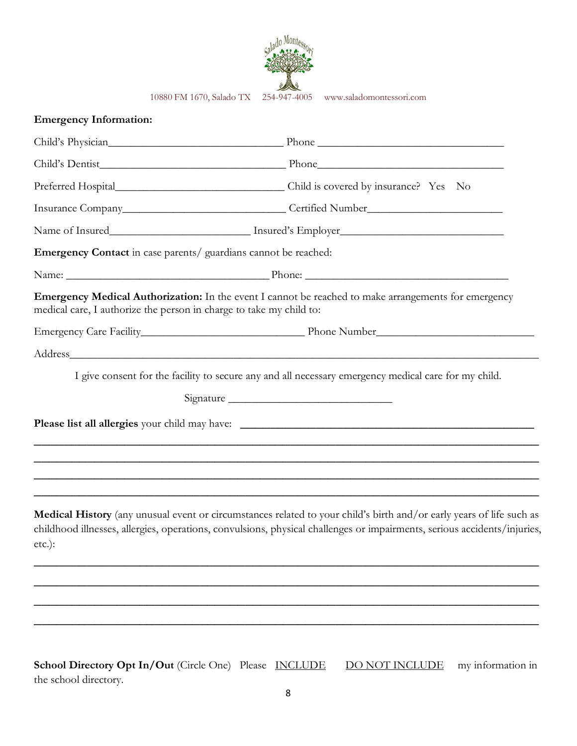10880 FM 1670, Salado TX 254-947-4005 www.saladomontessori.com

**Emergency Information:**

Child's Physician_______________________________ Phone _________________________________

Child's Dentist_________________________________ Phone_________________________________

Preferred Hospital______________________________ Child is covered by insurance? Yes No

Insurance Company_____________________________ Certified Number________________________

Name of Insured_________________________ Insured's Employer____________________________

**Emergency Contact** in case parents/ guardians cannot be reached:

Name: ____________________________________ Phone: ____________________________________

**Emergency Medical Authorization:** In the event I cannot be reached to make arrangements for emergency medical care, I authorize the person in charge to take my child to:

Emergency Care Facility______________________________ Phone Number____________________________

Address______________________________________________________________________________________

I give consent for the facility to secure any and all necessary emergency medical care for my child.

Signature _____________________________

**Please list all allergies** your child may have: ____________________________________________________

_____________________________________________________________________________________________

_____________________________________________________________________________________________

_____________________________________________________________________________________________

_____________________________________________________________________________________________

**Medical History** (any unusual event or circumstances related to your child's birth and/or early years of life such as childhood illnesses, allergies, operations, convulsions, physical challenges or impairments, serious accidents/injuries, etc.):

_____________________________________________________________________________________________

_____________________________________________________________________________________________

_____________________________________________________________________________________________

_____________________________________________________________________________________________

**School Directory Opt In/Out** (Circle One) Please INCLUDE DO NOT INCLUDE my information in the school directory.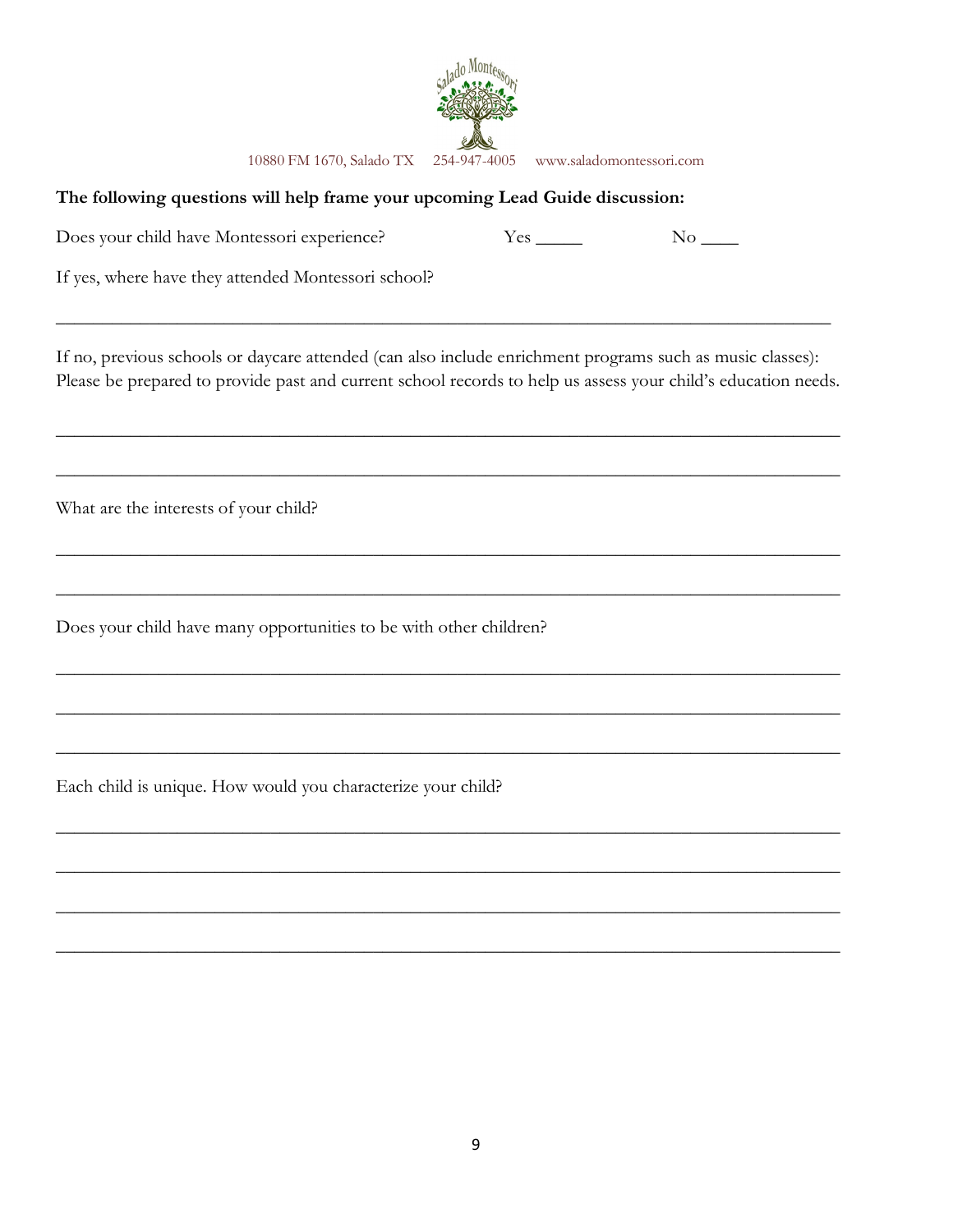10880 FM 1670, Salado TX 254-947-4005 www.saladomontessori.com

**The following questions will help frame your upcoming Lead Guide discussion:**

Does your child have Montessori experience? Yes _____ No ____

If yes, where have they attended Montessori school?

___________________________________________________________________________

If no, previous schools or daycare attended (can also include enrichment programs such as music classes): Please be prepared to provide past and current school records to help us assess your child's education needs.

___________________________________________________________________________

___________________________________________________________________________

What are the interests of your child?

___________________________________________________________________________

___________________________________________________________________________

Does your child have many opportunities to be with other children?

___________________________________________________________________________

___________________________________________________________________________

___________________________________________________________________________

Each child is unique. How would you characterize your child?

___________________________________________________________________________

___________________________________________________________________________

___________________________________________________________________________

___________________________________________________________________________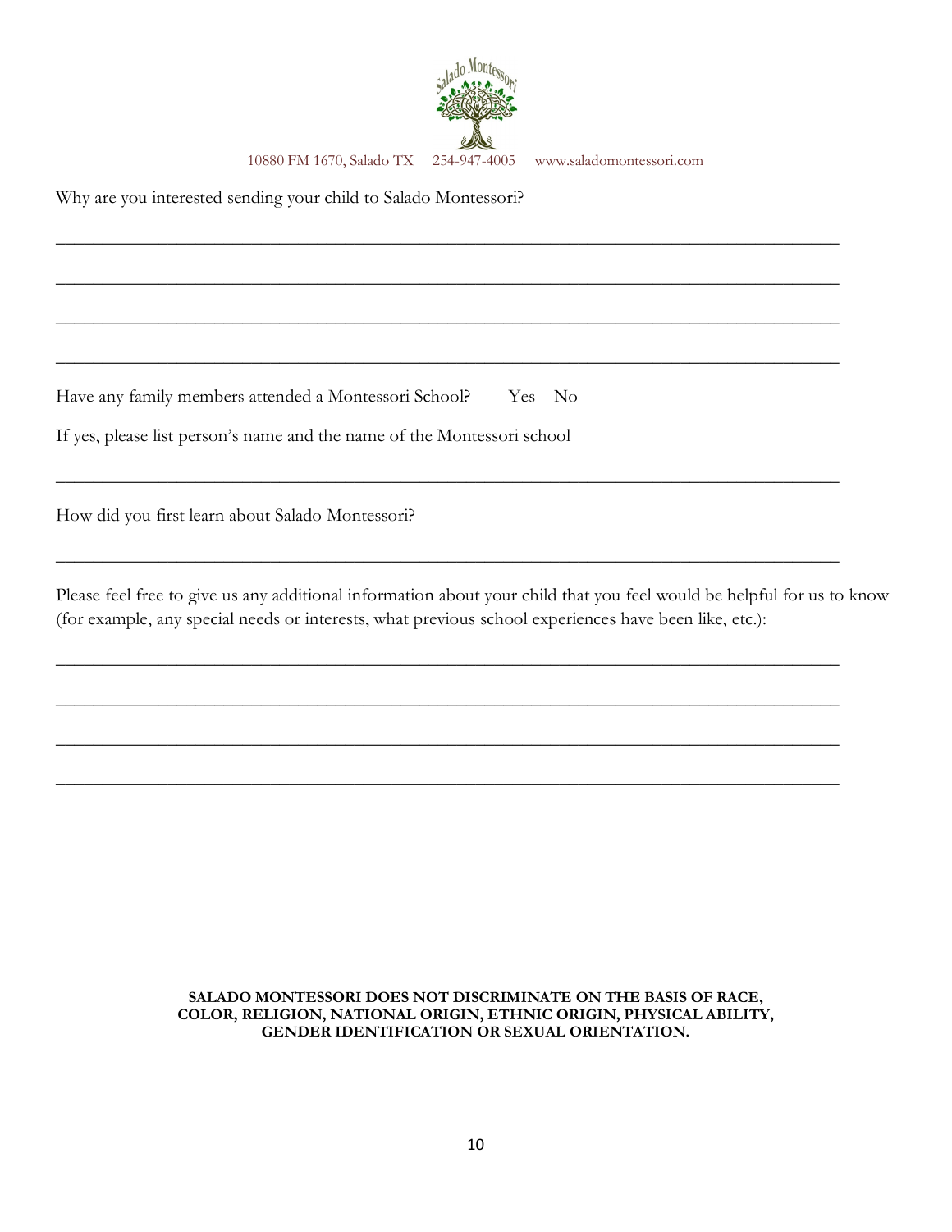10880 FM 1670, Salado TX 254-947-4005 www.saladomontessori.com

Why are you interested sending your child to Salado Montessori?

\_\_\_\_\_\_\_\_\_\_\_\_\_\_\_\_\_\_\_\_\_\_\_\_\_\_\_\_\_\_\_\_\_\_\_\_\_\_\_\_\_\_\_\_\_\_\_\_\_\_\_\_\_\_\_\_\_\_\_\_\_\_\_\_\_\_\_\_\_\_\_\_\_\_\_\_\_\_

\_\_\_\_\_\_\_\_\_\_\_\_\_\_\_\_\_\_\_\_\_\_\_\_\_\_\_\_\_\_\_\_\_\_\_\_\_\_\_\_\_\_\_\_\_\_\_\_\_\_\_\_\_\_\_\_\_\_\_\_\_\_\_\_\_\_\_\_\_\_\_\_\_\_\_\_\_\_

\_\_\_\_\_\_\_\_\_\_\_\_\_\_\_\_\_\_\_\_\_\_\_\_\_\_\_\_\_\_\_\_\_\_\_\_\_\_\_\_\_\_\_\_\_\_\_\_\_\_\_\_\_\_\_\_\_\_\_\_\_\_\_\_\_\_\_\_\_\_\_\_\_\_\_\_\_\_

\_\_\_\_\_\_\_\_\_\_\_\_\_\_\_\_\_\_\_\_\_\_\_\_\_\_\_\_\_\_\_\_\_\_\_\_\_\_\_\_\_\_\_\_\_\_\_\_\_\_\_\_\_\_\_\_\_\_\_\_\_\_\_\_\_\_\_\_\_\_\_\_\_\_\_\_\_\_

Have any family members attended a Montessori School? Yes No

If yes, please list person's name and the name of the Montessori school

\_\_\_\_\_\_\_\_\_\_\_\_\_\_\_\_\_\_\_\_\_\_\_\_\_\_\_\_\_\_\_\_\_\_\_\_\_\_\_\_\_\_\_\_\_\_\_\_\_\_\_\_\_\_\_\_\_\_\_\_\_\_\_\_\_\_\_\_\_\_\_\_\_\_\_\_\_\_

How did you first learn about Salado Montessori?

\_\_\_\_\_\_\_\_\_\_\_\_\_\_\_\_\_\_\_\_\_\_\_\_\_\_\_\_\_\_\_\_\_\_\_\_\_\_\_\_\_\_\_\_\_\_\_\_\_\_\_\_\_\_\_\_\_\_\_\_\_\_\_\_\_\_\_\_\_\_\_\_\_\_\_\_\_\_

Please feel free to give us any additional information about your child that you feel would be helpful for us to know (for example, any special needs or interests, what previous school experiences have been like, etc.):

\_\_\_\_\_\_\_\_\_\_\_\_\_\_\_\_\_\_\_\_\_\_\_\_\_\_\_\_\_\_\_\_\_\_\_\_\_\_\_\_\_\_\_\_\_\_\_\_\_\_\_\_\_\_\_\_\_\_\_\_\_\_\_\_\_\_\_\_\_\_\_\_\_\_\_\_\_\_

\_\_\_\_\_\_\_\_\_\_\_\_\_\_\_\_\_\_\_\_\_\_\_\_\_\_\_\_\_\_\_\_\_\_\_\_\_\_\_\_\_\_\_\_\_\_\_\_\_\_\_\_\_\_\_\_\_\_\_\_\_\_\_\_\_\_\_\_\_\_\_\_\_\_\_\_\_\_

\_\_\_\_\_\_\_\_\_\_\_\_\_\_\_\_\_\_\_\_\_\_\_\_\_\_\_\_\_\_\_\_\_\_\_\_\_\_\_\_\_\_\_\_\_\_\_\_\_\_\_\_\_\_\_\_\_\_\_\_\_\_\_\_\_\_\_\_\_\_\_\_\_\_\_\_\_\_

\_\_\_\_\_\_\_\_\_\_\_\_\_\_\_\_\_\_\_\_\_\_\_\_\_\_\_\_\_\_\_\_\_\_\_\_\_\_\_\_\_\_\_\_\_\_\_\_\_\_\_\_\_\_\_\_\_\_\_\_\_\_\_\_\_\_\_\_\_\_\_\_\_\_\_\_\_\_

**SALADO MONTESSORI DOES NOT DISCRIMINATE ON THE BASIS OF RACE, COLOR, RELIGION, NATIONAL ORIGIN, ETHNIC ORIGIN, PHYSICAL ABILITY, GENDER IDENTIFICATION OR SEXUAL ORIENTATION.**